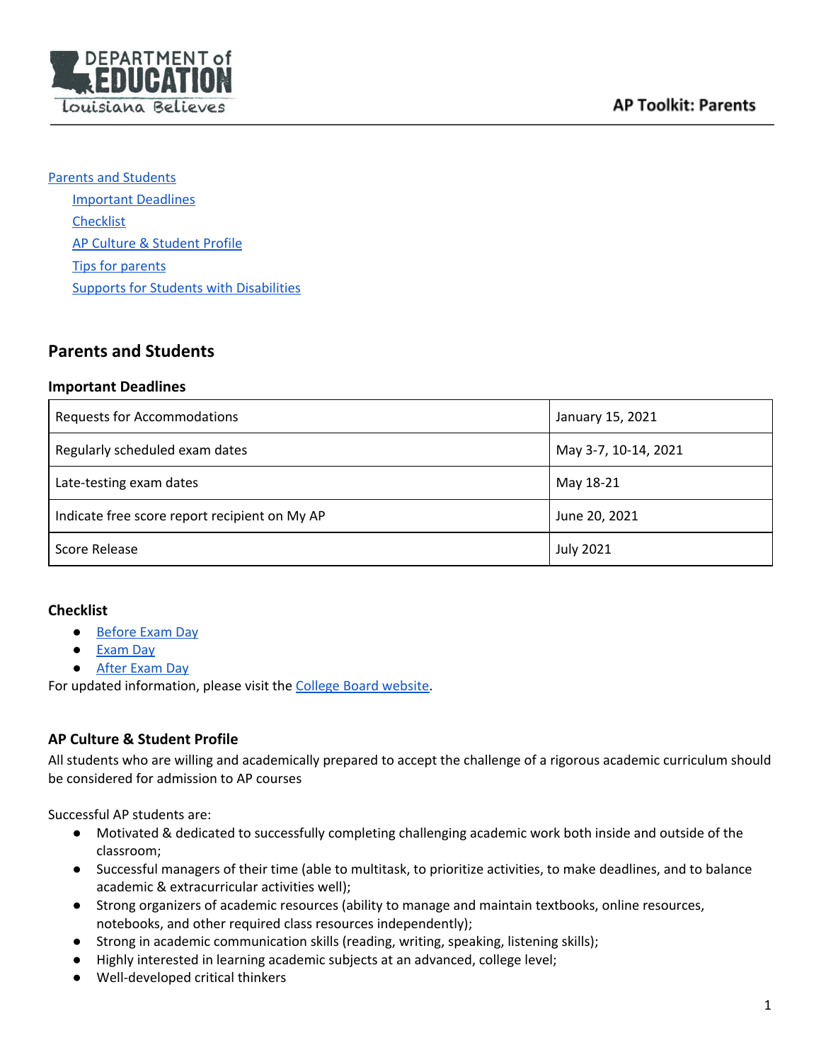[Parents and Students](#parents-and-students)
- [Important Deadlines](#important-deadlines)
- [Checklist](#checklist)
- [AP Culture & Student Profile](#ap-culture--student-profile)
- [Tips for parents](#tips-for-parents)
- [Supports for Students with Disabilities](#supports-for-students-with-disabilities)

## Parents and Students

### Important Deadlines

| Requests for Accommodations | January 15, 2021 |
|---|---|
| Regularly scheduled exam dates | May 3-7, 10-14, 2021 |
| Late-testing exam dates | May 18-21 |
| Indicate free score report recipient on My AP | June 20, 2021 |
| Score Release | July 2021 |

### Checklist

- Before Exam Day
- Exam Day
- After Exam Day

For updated information, please visit the College Board website.

### AP Culture & Student Profile

All students who are willing and academically prepared to accept the challenge of a rigorous academic curriculum should be considered for admission to AP courses

Successful AP students are:

- Motivated & dedicated to successfully completing challenging academic work both inside and outside of the classroom;
- Successful managers of their time (able to multitask, to prioritize activities, to make deadlines, and to balance academic & extracurricular activities well);
- Strong organizers of academic resources (ability to manage and maintain textbooks, online resources, notebooks, and other required class resources independently);
- Strong in academic communication skills (reading, writing, speaking, listening skills);
- Highly interested in learning academic subjects at an advanced, college level;
- Well-developed critical thinkers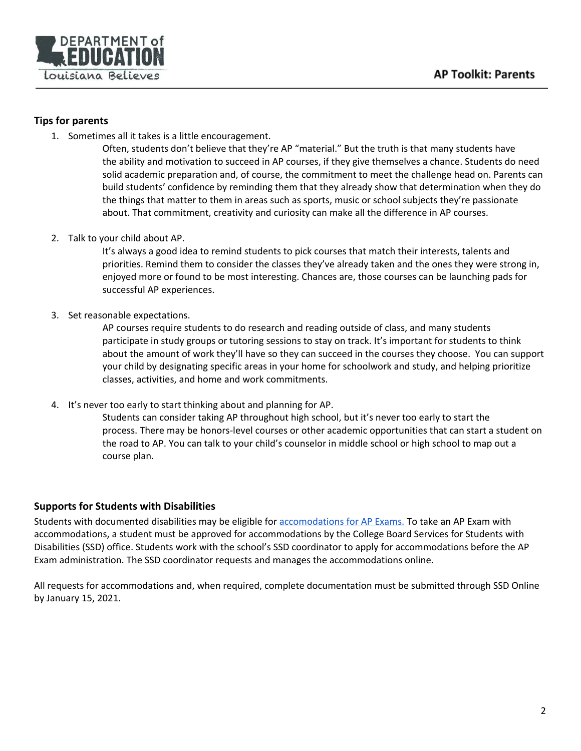## Tips for parents

1. Sometimes all it takes is a little encouragement.

   Often, students don't believe that they're AP "material." But the truth is that many students have the ability and motivation to succeed in AP courses, if they give themselves a chance. Students do need solid academic preparation and, of course, the commitment to meet the challenge head on. Parents can build students' confidence by reminding them that they already show that determination when they do the things that matter to them in areas such as sports, music or school subjects they're passionate about. That commitment, creativity and curiosity can make all the difference in AP courses.

2. Talk to your child about AP.

   It's always a good idea to remind students to pick courses that match their interests, talents and priorities. Remind them to consider the classes they've already taken and the ones they were strong in, enjoyed more or found to be most interesting. Chances are, those courses can be launching pads for successful AP experiences.

3. Set reasonable expectations.

   AP courses require students to do research and reading outside of class, and many students participate in study groups or tutoring sessions to stay on track. It's important for students to think about the amount of work they'll have so they can succeed in the courses they choose. You can support your child by designating specific areas in your home for schoolwork and study, and helping prioritize classes, activities, and home and work commitments.

4. It's never too early to start thinking about and planning for AP.

   Students can consider taking AP throughout high school, but it's never too early to start the process. There may be honors-level courses or other academic opportunities that can start a student on the road to AP. You can talk to your child's counselor in middle school or high school to map out a course plan.

## Supports for Students with Disabilities

Students with documented disabilities may be eligible for accomodations for AP Exams. To take an AP Exam with accommodations, a student must be approved for accommodations by the College Board Services for Students with Disabilities (SSD) office. Students work with the school's SSD coordinator to apply for accommodations before the AP Exam administration. The SSD coordinator requests and manages the accommodations online.

All requests for accommodations and, when required, complete documentation must be submitted through SSD Online by January 15, 2021.